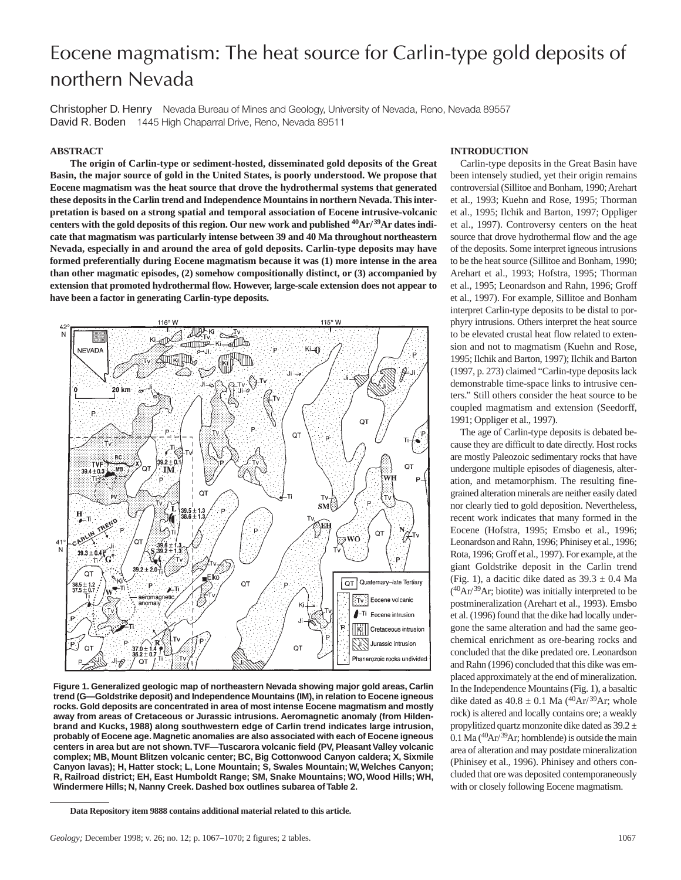# Eocene magmatism: The heat source for Carlin-type gold deposits of northern Nevada

Christopher D. Henry    Nevada Bureau of Mines and Geology, University of Nevada, Reno, Nevada 89557
David R. Boden    1445 High Chaparral Drive, Reno, Nevada 89511

## ABSTRACT

**The origin of Carlin-type or sediment-hosted, disseminated gold deposits of the Great Basin, the major source of gold in the United States, is poorly understood. We propose that Eocene magmatism was the heat source that drove the hydrothermal systems that generated these deposits in the Carlin trend and Independence Mountains in northern Nevada. This interpretation is based on a strong spatial and temporal association of Eocene intrusive-volcanic centers with the gold deposits of this region. Our new work and published $^{40}Ar/^{39}Ar$ dates indicate that magmatism was particularly intense between 39 and 40 Ma throughout northeastern Nevada, especially in and around the area of gold deposits. Carlin-type deposits may have formed preferentially during Eocene magmatism because it was (1) more intense in the area than other magmatic episodes, (2) somehow compositionally distinct, or (3) accompanied by extension that promoted hydrothermal flow. However, large-scale extension does not appear to have been a factor in generating Carlin-type deposits.**

**Figure 1. Generalized geologic map of northeastern Nevada showing major gold areas, Carlin trend (G—Goldstrike deposit) and Independence Mountains (IM), in relation to Eocene igneous rocks. Gold deposits are concentrated in area of most intense Eocene magmatism and mostly away from areas of Cretaceous or Jurassic intrusions. Aeromagnetic anomaly (from Hildenbrand and Kucks, 1988) along southwestern edge of Carlin trend indicates large intrusion, probably of Eocene age. Magnetic anomalies are also associated with each of Eocene igneous centers in area but are not shown. TVF—Tuscarora volcanic field (PV, Pleasant Valley volcanic complex; MB, Mount Blitzen volcanic center; BC, Big Cottonwood Canyon caldera; X, Sixmile Canyon lavas); H, Hatter stock; L, Lone Mountain; S, Swales Mountain; W, Welches Canyon; R, Railroad district; EH, East Humboldt Range; SM, Snake Mountains; WO, Wood Hills; WH, Windermere Hills; N, Nanny Creek. Dashed box outlines subarea of Table 2.**

## INTRODUCTION

Carlin-type deposits in the Great Basin have been intensely studied, yet their origin remains controversial (Sillitoe and Bonham, 1990; Arehart et al., 1993; Kuehn and Rose, 1995; Thorman et al., 1995; Ilchik and Barton, 1997; Oppliger et al., 1997). Controversy centers on the heat source that drove hydrothermal flow and the age of the deposits. Some interpret igneous intrusions to be the heat source (Sillitoe and Bonham, 1990; Arehart et al., 1993; Hofstra, 1995; Thorman et al., 1995; Leonardson and Rahn, 1996; Groff et al., 1997). For example, Sillitoe and Bonham interpret Carlin-type deposits to be distal to porphyry intrusions. Others interpret the heat source to be elevated crustal heat flow related to extension and not to magmatism (Kuehn and Rose, 1995; Ilchik and Barton, 1997); Ilchik and Barton (1997, p. 273) claimed "Carlin-type deposits lack demonstrable time-space links to intrusive centers." Still others consider the heat source to be coupled magmatism and extension (Seedorff, 1991; Oppliger et al., 1997).

The age of Carlin-type deposits is debated because they are difficult to date directly. Host rocks are mostly Paleozoic sedimentary rocks that have undergone multiple episodes of diagenesis, alteration, and metamorphism. The resulting fine-grained alteration minerals are neither easily dated nor clearly tied to gold deposition. Nevertheless, recent work indicates that many formed in the Eocene (Hofstra, 1995; Emsbo et al., 1996; Leonardson and Rahn, 1996; Phinisey et al., 1996; Rota, 1996; Groff et al., 1997). For example, at the giant Goldstrike deposit in the Carlin trend (Fig. 1), a dacitic dike dated as $39.3 \pm 0.4$ Ma ($^{40}Ar/^{39}Ar$; biotite) was initially interpreted to be postmineralization (Arehart et al., 1993). Emsbo et al. (1996) found that the dike had locally undergone the same alteration and had the same geochemical enrichment as ore-bearing rocks and concluded that the dike predated ore. Leonardson and Rahn (1996) concluded that this dike was emplaced approximately at the end of mineralization. In the Independence Mountains (Fig. 1), a basaltic dike dated as $40.8 \pm 0.1$ Ma ($^{40}Ar/^{39}Ar$; whole rock) is altered and locally contains ore; a weakly propylitized quartz monzonite dike dated as $39.2 \pm 0.1$ Ma ($^{40}Ar/^{39}Ar$; hornblende) is outside the main area of alteration and may postdate mineralization (Phinisey et al., 1996). Phinisey and others concluded that ore was deposited contemporaneously with or closely following Eocene magmatism.

---

Data Repository item 9888 contains additional material related to this article.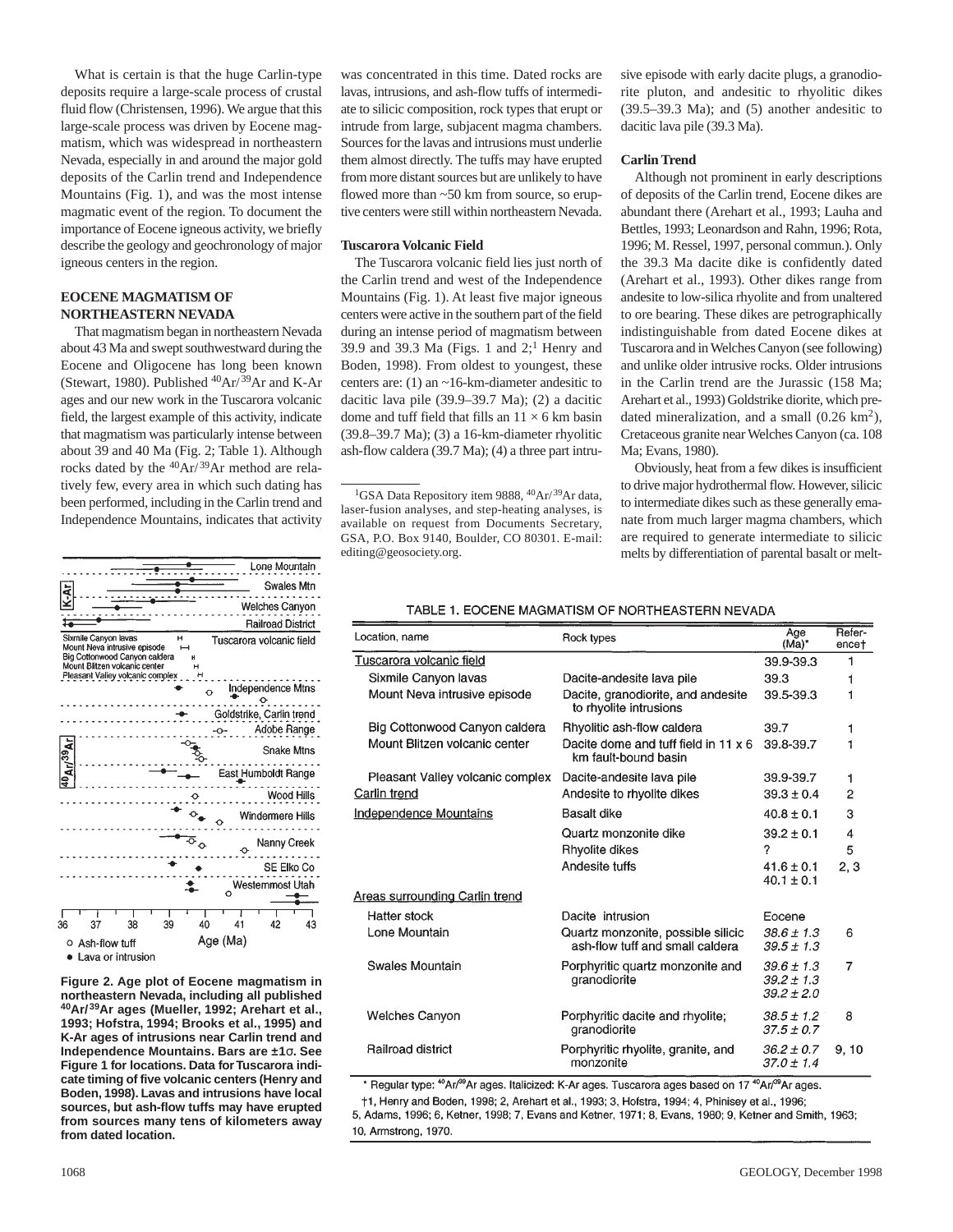What is certain is that the huge Carlin-type deposits require a large-scale process of crustal fluid flow (Christensen, 1996). We argue that this large-scale process was driven by Eocene magmatism, which was widespread in northeastern Nevada, especially in and around the major gold deposits of the Carlin trend and Independence Mountains (Fig. 1), and was the most intense magmatic event of the region. To document the importance of Eocene igneous activity, we briefly describe the geology and geochronology of major igneous centers in the region.

## EOCENE MAGMATISM OF NORTHEASTERN NEVADA

That magmatism began in northeastern Nevada about 43 Ma and swept southwestward during the Eocene and Oligocene has long been known (Stewart, 1980). Published $^{40}Ar/^{39}Ar$ and K-Ar ages and our new work in the Tuscarora volcanic field, the largest example of this activity, indicate that magmatism was particularly intense between about 39 and 40 Ma (Fig. 2; Table 1). Although rocks dated by the $^{40}Ar/^{39}Ar$ method are relatively few, every area in which such dating has been performed, including in the Carlin trend and Independence Mountains, indicates that activity was concentrated in this time. Dated rocks are lavas, intrusions, and ash-flow tuffs of intermediate to silicic composition, rock types that erupt or intrude from large, subjacent magma chambers. Sources for the lavas and intrusions must underlie them almost directly. The tuffs may have erupted from more distant sources but are unlikely to have flowed more than ~50 km from source, so eruptive centers were still within northeastern Nevada.

### Tuscarora Volcanic Field

The Tuscarora volcanic field lies just north of the Carlin trend and west of the Independence Mountains (Fig. 1). At least five major igneous centers were active in the southern part of the field during an intense period of magmatism between 39.9 and 39.3 Ma (Figs. 1 and 2;[1] Henry and Boden, 1998). From oldest to youngest, these centers are: (1) an ~16-km-diameter andesitic to dacitic lava pile (39.9–39.7 Ma); (2) a dacitic dome and tuff field that fills an 11 × 6 km basin (39.8–39.7 Ma); (3) a 16-km-diameter rhyolitic ash-flow caldera (39.7 Ma); (4) a three part intrusive episode with early dacite plugs, a granodiorite pluton, and andesitic to rhyolitic dikes (39.5–39.3 Ma); and (5) another andesitic to dacitic lava pile (39.3 Ma).

### Carlin Trend

Although not prominent in early descriptions of deposits of the Carlin trend, Eocene dikes are abundant there (Arehart et al., 1993; Lauha and Bettles, 1993; Leonardson and Rahn, 1996; Rota, 1996; M. Ressel, 1997, personal commun.). Only the 39.3 Ma dacite dike is confidently dated (Arehart et al., 1993). Other dikes range from andesite to low-silica rhyolite and from unaltered to ore bearing. These dikes are petrographically indistinguishable from dated Eocene dikes at Tuscarora and in Welches Canyon (see following) and unlike older intrusive rocks. Older intrusions in the Carlin trend are the Jurassic (158 Ma; Arehart et al., 1993) Goldstrike diorite, which predated mineralization, and a small (0.26 $km^2$), Cretaceous granite near Welches Canyon (ca. 108 Ma; Evans, 1980).

Obviously, heat from a few dikes is insufficient to drive major hydrothermal flow. However, silicic to intermediate dikes such as these generally emanate from much larger magma chambers, which are required to generate intermediate to silicic melts by differentiation of parental basalt or melt-

[1]GSA Data Repository item 9888, $^{40}Ar/^{39}Ar$ data, laser-fusion analyses, and step-heating analyses, is available on request from Documents Secretary, GSA, P.O. Box 9140, Boulder, CO 80301. E-mail: editing@geosociety.org.

Figure 2. Age plot of Eocene magmatism in northeastern Nevada, including all published $^{40}Ar/^{39}Ar$ ages (Mueller, 1992; Arehart et al., 1993; Hofstra, 1994; Brooks et al., 1995) and K-Ar ages of intrusions near Carlin trend and Independence Mountains. Bars are ±1σ. See Figure 1 for locations. Data for Tuscarora indicate timing of five volcanic centers (Henry and Boden, 1998). Lavas and intrusions have local sources, but ash-flow tuffs may have erupted from sources many tens of kilometers away from dated location.

TABLE 1. EOCENE MAGMATISM OF NORTHEASTERN NEVADA

| Location, name | Rock types | Age (Ma)* | Reference† |
|---|---|---|---|
| Tuscarora volcanic field | | 39.9-39.3 | 1 |
| Sixmile Canyon lavas | Dacite-andesite lava pile | 39.3 | 1 |
| Mount Neva intrusive episode | Dacite, granodiorite, and andesite to rhyolite intrusions | 39.5-39.3 | 1 |
| Big Cottonwood Canyon caldera | Rhyolitic ash-flow caldera | 39.7 | 1 |
| Mount Blitzen volcanic center | Dacite dome and tuff field in 11 x 6 km fault-bound basin | 39.8-39.7 | 1 |
| Pleasant Valley volcanic complex | Dacite-andesite lava pile | 39.9-39.7 | 1 |
| Carlin trend | Andesite to rhyolite dikes | 39.3 ± 0.4 | 2 |
| Independence Mountains | Basalt dike | 40.8 ± 0.1 | 3 |
| | Quartz monzonite dike | 39.2 ± 0.1 | 4 |
| | Rhyolite dikes | ? | 5 |
| | Andesite tuffs | 41.6 ± 0.1<br>40.1 ± 0.1 | 2, 3 |
| Areas surrounding Carlin trend | | | |
| Hatter stock | Dacite intrusion | Eocene | |
| Lone Mountain | Quartz monzonite, possible silicic ash-flow tuff and small caldera | *38.6 ± 1.3*<br>*39.5 ± 1.3* | 6 |
| Swales Mountain | Porphyritic quartz monzonite and granodiorite | *39.6 ± 1.3*<br>*39.2 ± 1.3*<br>*39.2 ± 2.0* | 7 |
| Welches Canyon | Porphyritic dacite and rhyolite; granodiorite | *38.5 ± 1.2*<br>*37.5 ± 0.7* | 8 |
| Railroad district | Porphyritic rhyolite, granite, and monzonite | *36.2 ± 0.7*<br>*37.0 ± 1.4* | 9, 10 |

\* Regular type: $^{40}Ar/^{39}Ar$ ages. Italicized: K-Ar ages. Tuscarora ages based on 17 $^{40}Ar/^{39}Ar$ ages.

†1, Henry and Boden, 1998; 2, Arehart et al., 1993; 3, Hofstra, 1994; 4, Phinisey et al., 1996; 5, Adams, 1996; 6, Ketner, 1998; 7, Evans and Ketner, 1971; 8, Evans, 1980; 9, Ketner and Smith, 1963; 10, Armstrong, 1970.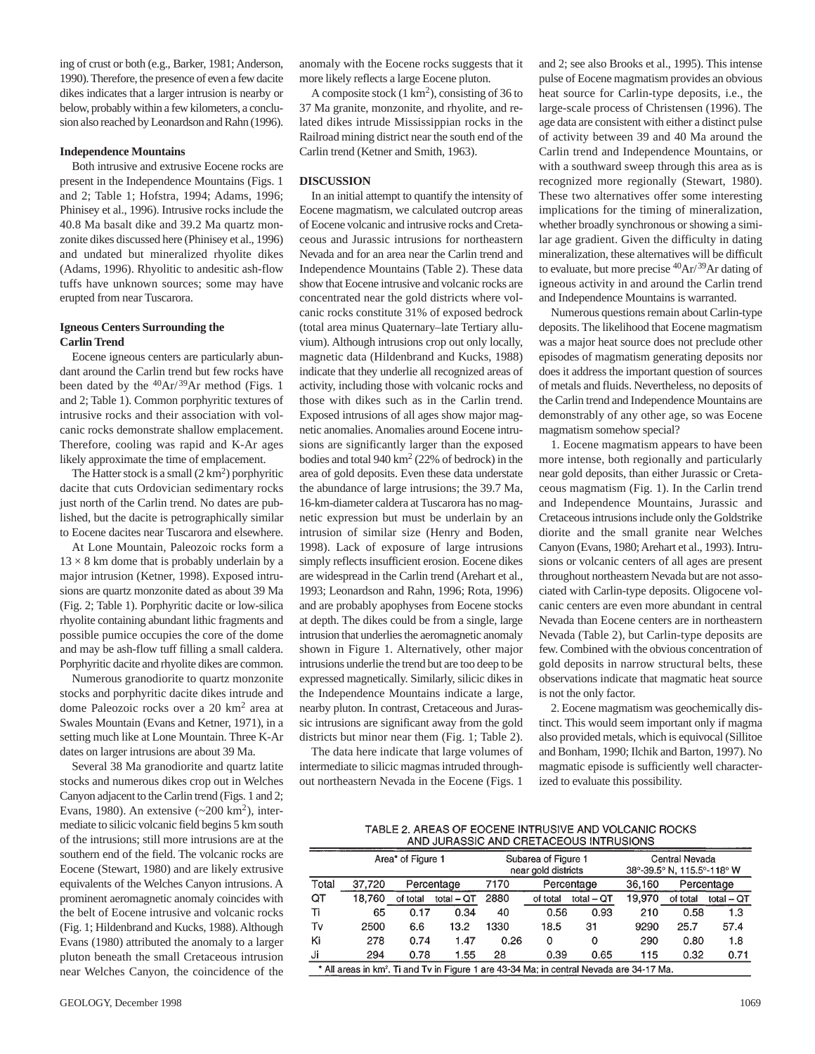ing of crust or both (e.g., Barker, 1981; Anderson, 1990). Therefore, the presence of even a few dacite dikes indicates that a larger intrusion is nearby or below, probably within a few kilometers, a conclusion also reached by Leonardson and Rahn (1996).

### Independence Mountains

Both intrusive and extrusive Eocene rocks are present in the Independence Mountains (Figs. 1 and 2; Table 1; Hofstra, 1994; Adams, 1996; Phinisey et al., 1996). Intrusive rocks include the 40.8 Ma basalt dike and 39.2 Ma quartz monzonite dikes discussed here (Phinisey et al., 1996) and undated but mineralized rhyolite dikes (Adams, 1996). Rhyolitic to andesitic ash-flow tuffs have unknown sources; some may have erupted from near Tuscarora.

### Igneous Centers Surrounding the Carlin Trend

Eocene igneous centers are particularly abundant around the Carlin trend but few rocks have been dated by the $^{40}Ar/^{39}Ar$ method (Figs. 1 and 2; Table 1). Common porphyritic textures of intrusive rocks and their association with volcanic rocks demonstrate shallow emplacement. Therefore, cooling was rapid and K-Ar ages likely approximate the time of emplacement.

The Hatter stock is a small (2 km$^2$) porphyritic dacite that cuts Ordovician sedimentary rocks just north of the Carlin trend. No dates are published, but the dacite is petrographically similar to Eocene dacites near Tuscarora and elsewhere.

At Lone Mountain, Paleozoic rocks form a $13 \times 8$ km dome that is probably underlain by a major intrusion (Ketner, 1998). Exposed intrusions are quartz monzonite dated as about 39 Ma (Fig. 2; Table 1). Porphyritic dacite or low-silica rhyolite containing abundant lithic fragments and possible pumice occupies the core of the dome and may be ash-flow tuff filling a small caldera. Porphyritic dacite and rhyolite dikes are common.

Numerous granodiorite to quartz monzonite stocks and porphyritic dacite dikes intrude and dome Paleozoic rocks over a 20 km$^2$ area at Swales Mountain (Evans and Ketner, 1971), in a setting much like at Lone Mountain. Three K-Ar dates on larger intrusions are about 39 Ma.

Several 38 Ma granodiorite and quartz latite stocks and numerous dikes crop out in Welches Canyon adjacent to the Carlin trend (Figs. 1 and 2; Evans, 1980). An extensive (~200 km$^2$), intermediate to silicic volcanic field begins 5 km south of the intrusions; still more intrusions are at the southern end of the field. The volcanic rocks are Eocene (Stewart, 1980) and are likely extrusive equivalents of the Welches Canyon intrusions. A prominent aeromagnetic anomaly coincides with the belt of Eocene intrusive and volcanic rocks (Fig. 1; Hildenbrand and Kucks, 1988). Although Evans (1980) attributed the anomaly to a larger pluton beneath the small Cretaceous intrusion near Welches Canyon, the coincidence of the anomaly with the Eocene rocks suggests that it more likely reflects a large Eocene pluton.

A composite stock (1 km$^2$), consisting of 36 to 37 Ma granite, monzonite, and rhyolite, and related dikes intrude Mississippian rocks in the Railroad mining district near the south end of the Carlin trend (Ketner and Smith, 1963).

## DISCUSSION

In an initial attempt to quantify the intensity of Eocene magmatism, we calculated outcrop areas of Eocene volcanic and intrusive rocks and Cretaceous and Jurassic intrusions for northeastern Nevada and for an area near the Carlin trend and Independence Mountains (Table 2). These data show that Eocene intrusive and volcanic rocks are concentrated near the gold districts where volcanic rocks constitute 31% of exposed bedrock (total area minus Quaternary–late Tertiary alluvium). Although intrusions crop out only locally, magnetic data (Hildenbrand and Kucks, 1988) indicate that they underlie all recognized areas of activity, including those with volcanic rocks and those with dikes such as in the Carlin trend. Exposed intrusions of all ages show major magnetic anomalies. Anomalies around Eocene intrusions are significantly larger than the exposed bodies and total 940 km$^2$ (22% of bedrock) in the area of gold deposits. Even these data understate the abundance of large intrusions; the 39.7 Ma, 16-km-diameter caldera at Tuscarora has no magnetic expression but must be underlain by an intrusion of similar size (Henry and Boden, 1998). Lack of exposure of large intrusions simply reflects insufficient erosion. Eocene dikes are widespread in the Carlin trend (Arehart et al., 1993; Leonardson and Rahn, 1996; Rota, 1996) and are probably apophyses from Eocene stocks at depth. The dikes could be from a single, large intrusion that underlies the aeromagnetic anomaly shown in Figure 1. Alternatively, other major intrusions underlie the trend but are too deep to be expressed magnetically. Similarly, silicic dikes in the Independence Mountains indicate a large, nearby pluton. In contrast, Cretaceous and Jurassic intrusions are significant away from the gold districts but minor near them (Fig. 1; Table 2).

The data here indicate that large volumes of intermediate to silicic magmas intruded throughout northeastern Nevada in the Eocene (Figs. 1 and 2; see also Brooks et al., 1995). This intense pulse of Eocene magmatism provides an obvious heat source for Carlin-type deposits, i.e., the large-scale process of Christensen (1996). The age data are consistent with either a distinct pulse of activity between 39 and 40 Ma around the Carlin trend and Independence Mountains, or with a southward sweep through this area as is recognized more regionally (Stewart, 1980). These two alternatives offer some interesting implications for the timing of mineralization, whether broadly synchronous or showing a similar age gradient. Given the difficulty in dating mineralization, these alternatives will be difficult to evaluate, but more precise $^{40}Ar/^{39}Ar$ dating of igneous activity in and around the Carlin trend and Independence Mountains is warranted.

Numerous questions remain about Carlin-type deposits. The likelihood that Eocene magmatism was a major heat source does not preclude other episodes of magmatism generating deposits nor does it address the important question of sources of metals and fluids. Nevertheless, no deposits of the Carlin trend and Independence Mountains are demonstrably of any other age, so was Eocene magmatism somehow special?

1. Eocene magmatism appears to have been more intense, both regionally and particularly near gold deposits, than either Jurassic or Cretaceous magmatism (Fig. 1). In the Carlin trend and Independence Mountains, Jurassic and Cretaceous intrusions include only the Goldstrike diorite and the small granite near Welches Canyon (Evans, 1980; Arehart et al., 1993). Intrusions or volcanic centers of all ages are present throughout northeastern Nevada but are not associated with Carlin-type deposits. Oligocene volcanic centers are even more abundant in central Nevada than Eocene centers are in northeastern Nevada (Table 2), but Carlin-type deposits are few. Combined with the obvious concentration of gold deposits in narrow structural belts, these observations indicate that magmatic heat source is not the only factor.

2. Eocene magmatism was geochemically distinct. This would seem important only if magma also provided metals, which is equivocal (Sillitoe and Bonham, 1990; Ilchik and Barton, 1997). No magmatic episode is sufficiently well characterized to evaluate this possibility.

TABLE 2. AREAS OF EOCENE INTRUSIVE AND VOLCANIC ROCKS AND JURASSIC AND CRETACEOUS INTRUSIONS

| | Area* of Figure 1 | | | Subarea of Figure 1 near gold districts | | | Central Nevada 38°-39.5° N, 115.5°-118° W | | |
|---|---|---|---|---|---|---|---|---|---|
| Total | 37,720 | Percentage | | 7170 | Percentage | | 36,160 | Percentage | |
| QT | 18,760 | of total | total – QT | 2880 | of total | total – QT | 19,970 | of total | total – QT |
| Ti | 65 | 0.17 | 0.34 | 40 | 0.56 | 0.93 | 210 | 0.58 | 1.3 |
| Tv | 2500 | 6.6 | 13.2 | 1330 | 18.5 | 31 | 9290 | 25.7 | 57.4 |
| Ki | 278 | 0.74 | 1.47 | 0.26 | 0 | 0 | 290 | 0.80 | 1.8 |
| Ji | 294 | 0.78 | 1.55 | 28 | 0.39 | 0.65 | 115 | 0.32 | 0.71 |

\* All areas in km$^2$. Ti and Tv in Figure 1 are 43-34 Ma; in central Nevada are 34-17 Ma.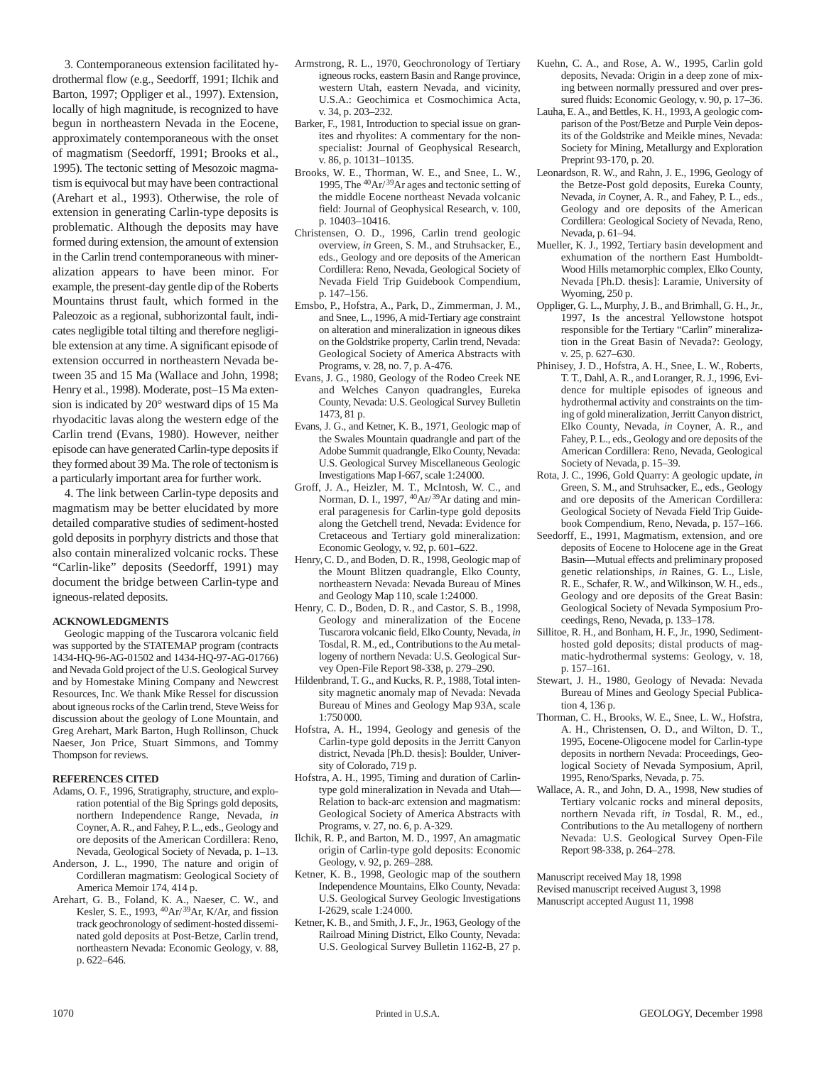3. Contemporaneous extension facilitated hydrothermal flow (e.g., Seedorff, 1991; Ilchik and Barton, 1997; Oppliger et al., 1997). Extension, locally of high magnitude, is recognized to have begun in northeastern Nevada in the Eocene, approximately contemporaneous with the onset of magmatism (Seedorff, 1991; Brooks et al., 1995). The tectonic setting of Mesozoic magmatism is equivocal but may have been contractional (Arehart et al., 1993). Otherwise, the role of extension in generating Carlin-type deposits is problematic. Although the deposits may have formed during extension, the amount of extension in the Carlin trend contemporaneous with mineralization appears to have been minor. For example, the present-day gentle dip of the Roberts Mountains thrust fault, which formed in the Paleozoic as a regional, subhorizontal fault, indicates negligible total tilting and therefore negligible extension at any time. A significant episode of extension occurred in northeastern Nevada between 35 and 15 Ma (Wallace and John, 1998; Henry et al., 1998). Moderate, post–15 Ma extension is indicated by 20° westward dips of 15 Ma rhyodacitic lavas along the western edge of the Carlin trend (Evans, 1980). However, neither episode can have generated Carlin-type deposits if they formed about 39 Ma. The role of tectonism is a particularly important area for further work.

4. The link between Carlin-type deposits and magmatism may be better elucidated by more detailed comparative studies of sediment-hosted gold deposits in porphyry districts and those that also contain mineralized volcanic rocks. These "Carlin-like" deposits (Seedorff, 1991) may document the bridge between Carlin-type and igneous-related deposits.

## ACKNOWLEDGMENTS

Geologic mapping of the Tuscarora volcanic field was supported by the STATEMAP program (contracts 1434-HQ-96-AG-01502 and 1434-HQ-97-AG-01766) and Nevada Gold project of the U.S. Geological Survey and by Homestake Mining Company and Newcrest Resources, Inc. We thank Mike Ressel for discussion about igneous rocks of the Carlin trend, Steve Weiss for discussion about the geology of Lone Mountain, and Greg Arehart, Mark Barton, Hugh Rollinson, Chuck Naeser, Jon Price, Stuart Simmons, and Tommy Thompson for reviews.

## REFERENCES CITED

Adams, O. F., 1996, Stratigraphy, structure, and exploration potential of the Big Springs gold deposits, northern Independence Range, Nevada, *in* Coyner, A. R., and Fahey, P. L., eds., Geology and ore deposits of the American Cordillera: Reno, Nevada, Geological Society of Nevada, p. 1–13.

Anderson, J. L., 1990, The nature and origin of Cordilleran magmatism: Geological Society of America Memoir 174, 414 p.

Arehart, G. B., Foland, K. A., Naeser, C. W., and Kesler, S. E., 1993, $^{40}Ar/^{39}Ar$, K/Ar, and fission track geochronology of sediment-hosted disseminated gold deposits at Post-Betze, Carlin trend, northeastern Nevada: Economic Geology, v. 88, p. 622–646.

Armstrong, R. L., 1970, Geochronology of Tertiary igneous rocks, eastern Basin and Range province, western Utah, eastern Nevada, and vicinity, U.S.A.: Geochimica et Cosmochimica Acta, v. 34, p. 203–232.

Barker, F., 1981, Introduction to special issue on granites and rhyolites: A commentary for the nonspecialist: Journal of Geophysical Research, v. 86, p. 10131–10135.

Brooks, W. E., Thorman, W. E., and Snee, L. W., 1995, The $^{40}Ar/^{39}Ar$ ages and tectonic setting of the middle Eocene northeast Nevada volcanic field: Journal of Geophysical Research, v. 100, p. 10403–10416.

Christensen, O. D., 1996, Carlin trend geologic overview, *in* Green, S. M., and Struhsacker, E., eds., Geology and ore deposits of the American Cordillera: Reno, Nevada, Geological Society of Nevada Field Trip Guidebook Compendium, p. 147–156.

Emsbo, P., Hofstra, A., Park, D., Zimmerman, J. M., and Snee, L., 1996, A mid-Tertiary age constraint on alteration and mineralization in igneous dikes on the Goldstrike property, Carlin trend, Nevada: Geological Society of America Abstracts with Programs, v. 28, no. 7, p. A-476.

Evans, J. G., 1980, Geology of the Rodeo Creek NE and Welches Canyon quadrangles, Eureka County, Nevada: U.S. Geological Survey Bulletin 1473, 81 p.

Evans, J. G., and Ketner, K. B., 1971, Geologic map of the Swales Mountain quadrangle and part of the Adobe Summit quadrangle, Elko County, Nevada: U.S. Geological Survey Miscellaneous Geologic Investigations Map I-667, scale 1:24 000.

Groff, J. A., Heizler, M. T., McIntosh, W. C., and Norman, D. I., 1997, $^{40}Ar/^{39}Ar$ dating and mineral paragenesis for Carlin-type gold deposits along the Getchell trend, Nevada: Evidence for Cretaceous and Tertiary gold mineralization: Economic Geology, v. 92, p. 601–622.

Henry, C. D., and Boden, D. R., 1998, Geologic map of the Mount Blitzen quadrangle, Elko County, northeastern Nevada: Nevada Bureau of Mines and Geology Map 110, scale 1:24 000.

Henry, C. D., Boden, D. R., and Castor, S. B., 1998, Geology and mineralization of the Eocene Tuscarora volcanic field, Elko County, Nevada, *in* Tosdal, R. M., ed., Contributions to the Au metallogeny of northern Nevada: U.S. Geological Survey Open-File Report 98-338, p. 279–290.

Hildenbrand, T. G., and Kucks, R. P., 1988, Total intensity magnetic anomaly map of Nevada: Nevada Bureau of Mines and Geology Map 93A, scale 1:750 000.

Hofstra, A. H., 1994, Geology and genesis of the Carlin-type gold deposits in the Jerritt Canyon district, Nevada [Ph.D. thesis]: Boulder, University of Colorado, 719 p.

Hofstra, A. H., 1995, Timing and duration of Carlin-type gold mineralization in Nevada and Utah—Relation to back-arc extension and magmatism: Geological Society of America Abstracts with Programs, v. 27, no. 6, p. A-329.

Ilchik, R. P., and Barton, M. D., 1997, An amagmatic origin of Carlin-type gold deposits: Economic Geology, v. 92, p. 269–288.

Ketner, K. B., 1998, Geologic map of the southern Independence Mountains, Elko County, Nevada: U.S. Geological Survey Geologic Investigations I-2629, scale 1:24 000.

Ketner, K. B., and Smith, J. F., Jr., 1963, Geology of the Railroad Mining District, Elko County, Nevada: U.S. Geological Survey Bulletin 1162-B, 27 p.

Kuehn, C. A., and Rose, A. W., 1995, Carlin gold deposits, Nevada: Origin in a deep zone of mixing between normally pressured and over pressured fluids: Economic Geology, v. 90, p. 17–36.

Lauha, E. A., and Bettles, K. H., 1993, A geologic comparison of the Post/Betze and Purple Vein deposits of the Goldstrike and Meikle mines, Nevada: Society for Mining, Metallurgy and Exploration Preprint 93-170, p. 20.

Leonardson, R. W., and Rahn, J. E., 1996, Geology of the Betze-Post gold deposits, Eureka County, Nevada, *in* Coyner, A. R., and Fahey, P. L., eds., Geology and ore deposits of the American Cordillera: Geological Society of Nevada, Reno, Nevada, p. 61–94.

Mueller, K. J., 1992, Tertiary basin development and exhumation of the northern East Humboldt-Wood Hills metamorphic complex, Elko County, Nevada [Ph.D. thesis]: Laramie, University of Wyoming, 250 p.

Oppliger, G. L., Murphy, J. B., and Brimhall, G. H., Jr., 1997, Is the ancestral Yellowstone hotspot responsible for the Tertiary "Carlin" mineralization in the Great Basin of Nevada?: Geology, v. 25, p. 627–630.

Phinisey, J. D., Hofstra, A. H., Snee, L. W., Roberts, T. T., Dahl, A. R., and Loranger, R. J., 1996, Evidence for multiple episodes of igneous and hydrothermal activity and constraints on the timing of gold mineralization, Jerritt Canyon district, Elko County, Nevada, *in* Coyner, A. R., and Fahey, P. L., eds., Geology and ore deposits of the American Cordillera: Reno, Nevada, Geological Society of Nevada, p. 15–39.

Rota, J. C., 1996, Gold Quarry: A geologic update, *in* Green, S. M., and Struhsacker, E., eds., Geology and ore deposits of the American Cordillera: Geological Society of Nevada Field Trip Guidebook Compendium, Reno, Nevada, p. 157–166.

Seedorff, E., 1991, Magmatism, extension, and ore deposits of Eocene to Holocene age in the Great Basin—Mutual effects and preliminary proposed genetic relationships, *in* Raines, G. L., Lisle, R. E., Schafer, R. W., and Wilkinson, W. H., eds., Geology and ore deposits of the Great Basin: Geological Society of Nevada Symposium Proceedings, Reno, Nevada, p. 133–178.

Sillitoe, R. H., and Bonham, H. F., Jr., 1990, Sediment-hosted gold deposits; distal products of magmatic-hydrothermal systems: Geology, v. 18, p. 157–161.

Stewart, J. H., 1980, Geology of Nevada: Nevada Bureau of Mines and Geology Special Publication 4, 136 p.

Thorman, C. H., Brooks, W. E., Snee, L. W., Hofstra, A. H., Christensen, O. D., and Wilton, D. T., 1995, Eocene-Oligocene model for Carlin-type deposits in northern Nevada: Proceedings, Geological Society of Nevada Symposium, April, 1995, Reno/Sparks, Nevada, p. 75.

Wallace, A. R., and John, D. A., 1998, New studies of Tertiary volcanic rocks and mineral deposits, northern Nevada rift, *in* Tosdal, R. M., ed., Contributions to the Au metallogeny of northern Nevada: U.S. Geological Survey Open-File Report 98-338, p. 264–278.

Manuscript received May 18, 1998
Revised manuscript received August 3, 1998
Manuscript accepted August 11, 1998